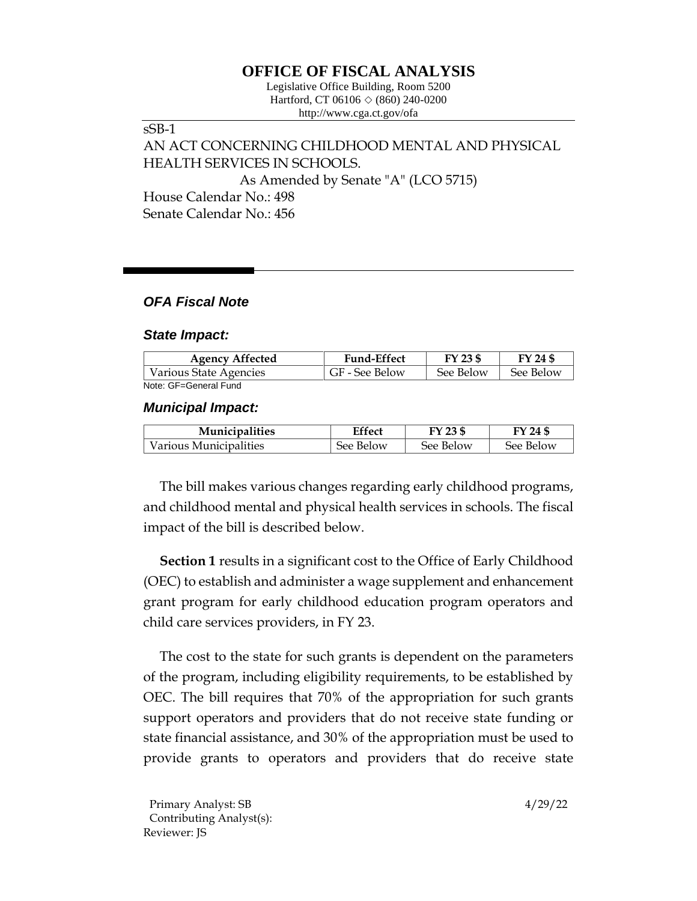# OFFICE OF FISCAL ANALYSIS

Legislative Office Building, Room 5200
Hartford, CT 06106 ◇ (860) 240-0200
http://www.cga.ct.gov/ofa

sSB-1
AN ACT CONCERNING CHILDHOOD MENTAL AND PHYSICAL HEALTH SERVICES IN SCHOOLS.
As Amended by Senate "A" (LCO 5715)
House Calendar No.: 498
Senate Calendar No.: 456

## *OFA Fiscal Note*

### *State Impact:*

| Agency Affected | Fund-Effect | FY 23 $ | FY 24 $ |
|---|---|---|---|
| Various State Agencies | GF - See Below | See Below | See Below |

Note: GF=General Fund

### *Municipal Impact:*

| Municipalities | Effect | FY 23 $ | FY 24 $ |
|---|---|---|---|
| Various Municipalities | See Below | See Below | See Below |

The bill makes various changes regarding early childhood programs, and childhood mental and physical health services in schools. The fiscal impact of the bill is described below.

**Section 1** results in a significant cost to the Office of Early Childhood (OEC) to establish and administer a wage supplement and enhancement grant program for early childhood education program operators and child care services providers, in FY 23.

The cost to the state for such grants is dependent on the parameters of the program, including eligibility requirements, to be established by OEC. The bill requires that 70% of the appropriation for such grants support operators and providers that do not receive state funding or state financial assistance, and 30% of the appropriation must be used to provide grants to operators and providers that do receive state

Primary Analyst: SB
Contributing Analyst(s):
Reviewer: JS

4/29/22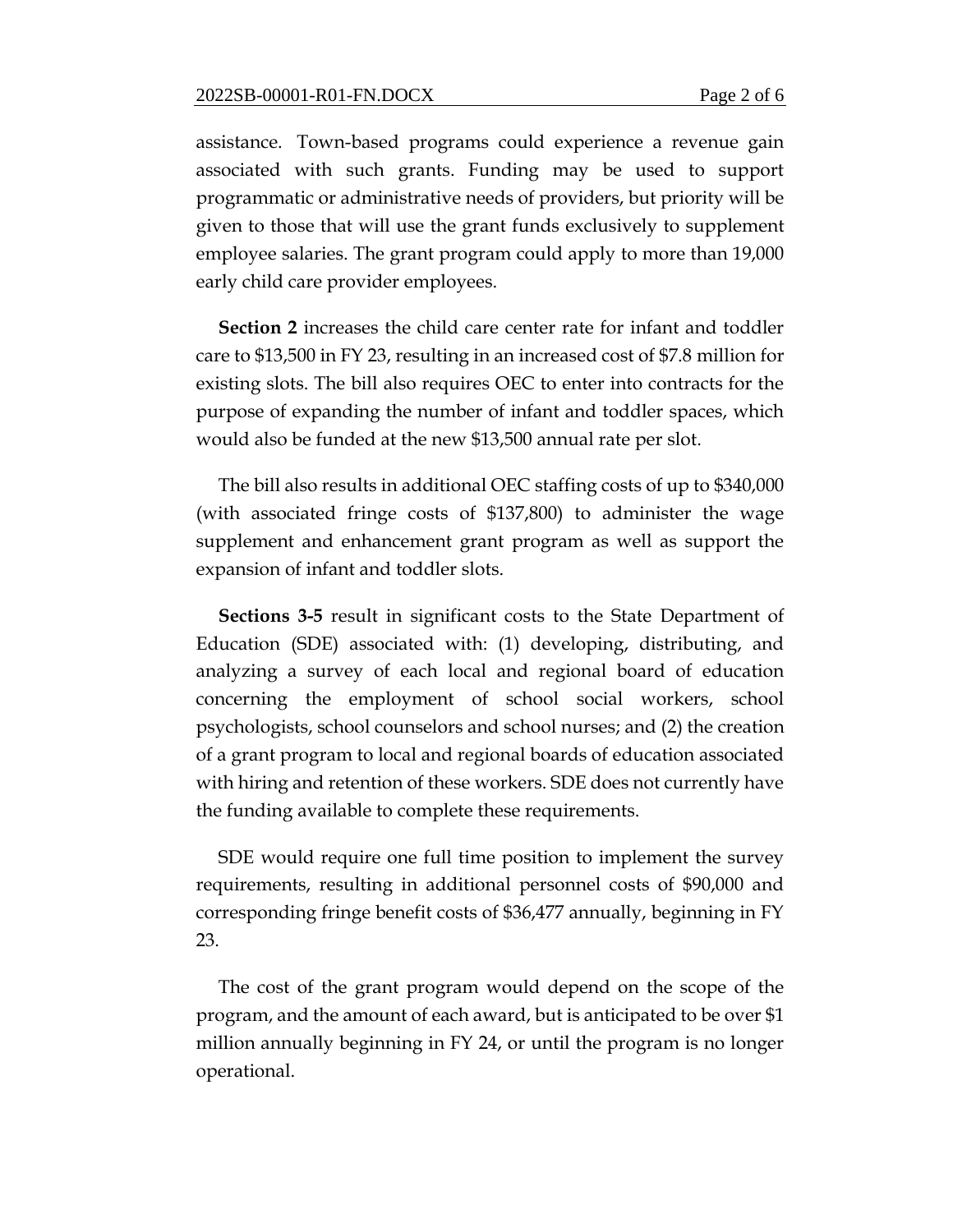assistance. Town-based programs could experience a revenue gain associated with such grants. Funding may be used to support programmatic or administrative needs of providers, but priority will be given to those that will use the grant funds exclusively to supplement employee salaries. The grant program could apply to more than 19,000 early child care provider employees.

**Section 2** increases the child care center rate for infant and toddler care to $13,500 in FY 23, resulting in an increased cost of $7.8 million for existing slots. The bill also requires OEC to enter into contracts for the purpose of expanding the number of infant and toddler spaces, which would also be funded at the new $13,500 annual rate per slot.

The bill also results in additional OEC staffing costs of up to $340,000 (with associated fringe costs of $137,800) to administer the wage supplement and enhancement grant program as well as support the expansion of infant and toddler slots.

**Sections 3-5** result in significant costs to the State Department of Education (SDE) associated with: (1) developing, distributing, and analyzing a survey of each local and regional board of education concerning the employment of school social workers, school psychologists, school counselors and school nurses; and (2) the creation of a grant program to local and regional boards of education associated with hiring and retention of these workers. SDE does not currently have the funding available to complete these requirements.

SDE would require one full time position to implement the survey requirements, resulting in additional personnel costs of $90,000 and corresponding fringe benefit costs of $36,477 annually, beginning in FY 23.

The cost of the grant program would depend on the scope of the program, and the amount of each award, but is anticipated to be over $1 million annually beginning in FY 24, or until the program is no longer operational.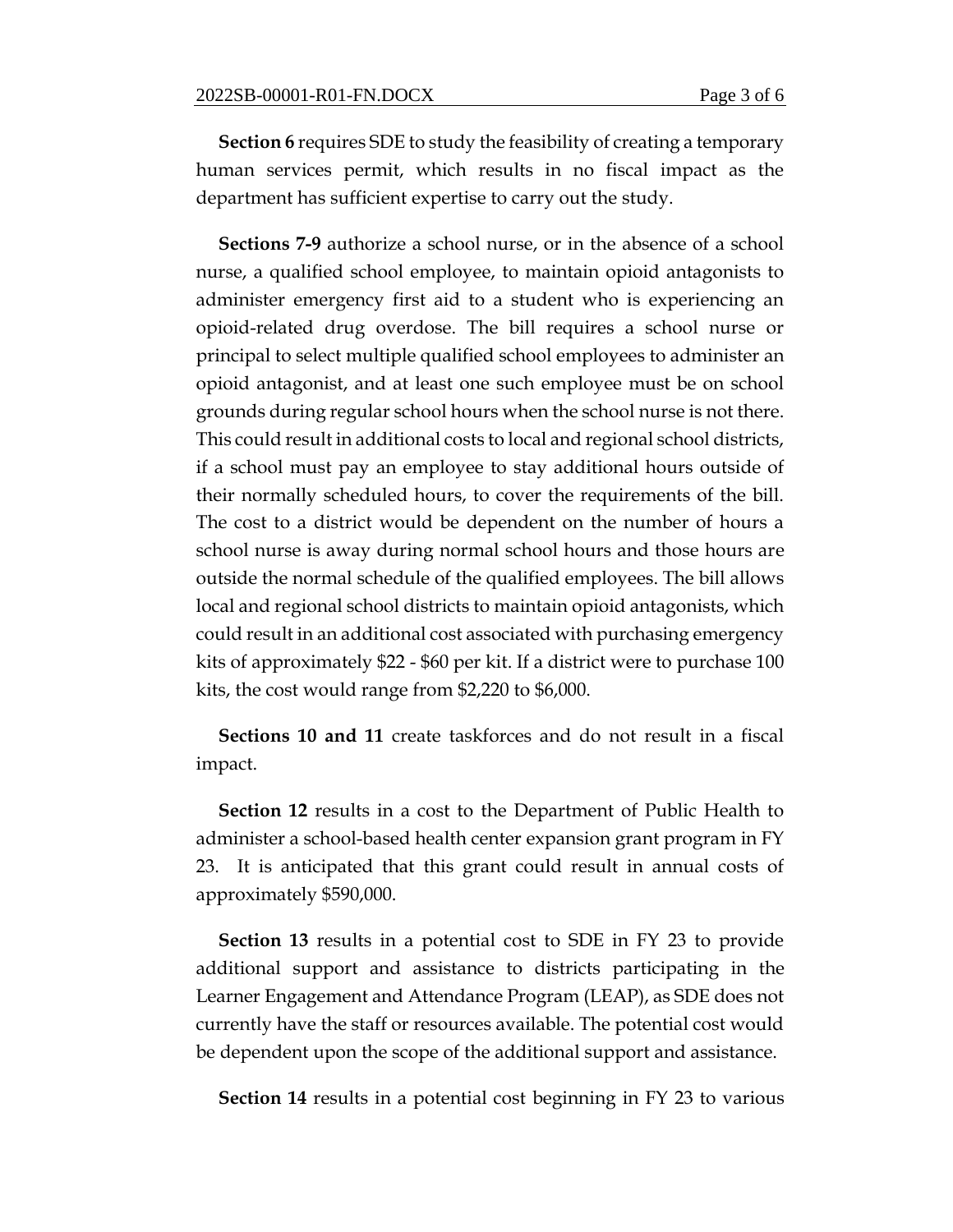**Section 6** requires SDE to study the feasibility of creating a temporary human services permit, which results in no fiscal impact as the department has sufficient expertise to carry out the study.

**Sections 7-9** authorize a school nurse, or in the absence of a school nurse, a qualified school employee, to maintain opioid antagonists to administer emergency first aid to a student who is experiencing an opioid-related drug overdose. The bill requires a school nurse or principal to select multiple qualified school employees to administer an opioid antagonist, and at least one such employee must be on school grounds during regular school hours when the school nurse is not there. This could result in additional costs to local and regional school districts, if a school must pay an employee to stay additional hours outside of their normally scheduled hours, to cover the requirements of the bill. The cost to a district would be dependent on the number of hours a school nurse is away during normal school hours and those hours are outside the normal schedule of the qualified employees. The bill allows local and regional school districts to maintain opioid antagonists, which could result in an additional cost associated with purchasing emergency kits of approximately $22 - $60 per kit. If a district were to purchase 100 kits, the cost would range from $2,220 to $6,000.

**Sections 10 and 11** create taskforces and do not result in a fiscal impact.

**Section 12** results in a cost to the Department of Public Health to administer a school-based health center expansion grant program in FY 23. It is anticipated that this grant could result in annual costs of approximately $590,000.

**Section 13** results in a potential cost to SDE in FY 23 to provide additional support and assistance to districts participating in the Learner Engagement and Attendance Program (LEAP), as SDE does not currently have the staff or resources available. The potential cost would be dependent upon the scope of the additional support and assistance.

**Section 14** results in a potential cost beginning in FY 23 to various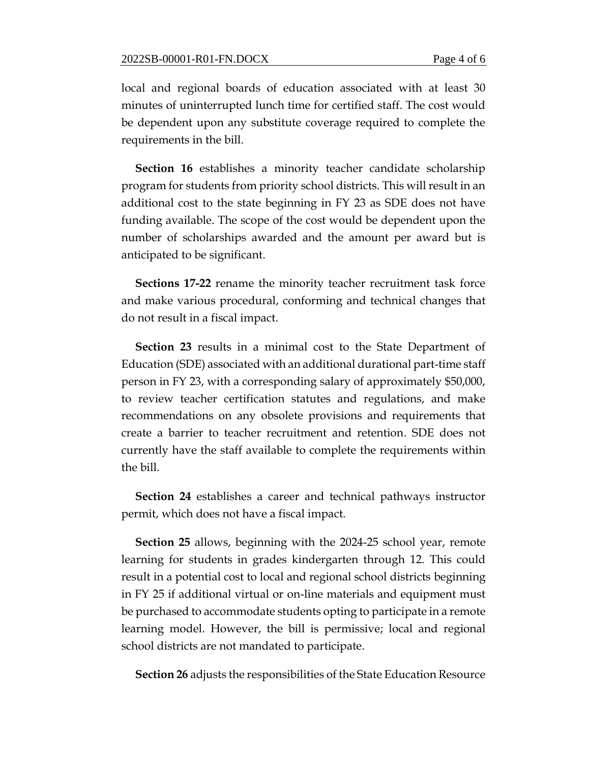local and regional boards of education associated with at least 30 minutes of uninterrupted lunch time for certified staff. The cost would be dependent upon any substitute coverage required to complete the requirements in the bill.

**Section 16** establishes a minority teacher candidate scholarship program for students from priority school districts. This will result in an additional cost to the state beginning in FY 23 as SDE does not have funding available. The scope of the cost would be dependent upon the number of scholarships awarded and the amount per award but is anticipated to be significant.

**Sections 17-22** rename the minority teacher recruitment task force and make various procedural, conforming and technical changes that do not result in a fiscal impact.

**Section 23** results in a minimal cost to the State Department of Education (SDE) associated with an additional durational part-time staff person in FY 23, with a corresponding salary of approximately $50,000, to review teacher certification statutes and regulations, and make recommendations on any obsolete provisions and requirements that create a barrier to teacher recruitment and retention. SDE does not currently have the staff available to complete the requirements within the bill.

**Section 24** establishes a career and technical pathways instructor permit, which does not have a fiscal impact.

**Section 25** allows, beginning with the 2024-25 school year, remote learning for students in grades kindergarten through 12. This could result in a potential cost to local and regional school districts beginning in FY 25 if additional virtual or on-line materials and equipment must be purchased to accommodate students opting to participate in a remote learning model. However, the bill is permissive; local and regional school districts are not mandated to participate.

**Section 26** adjusts the responsibilities of the State Education Resource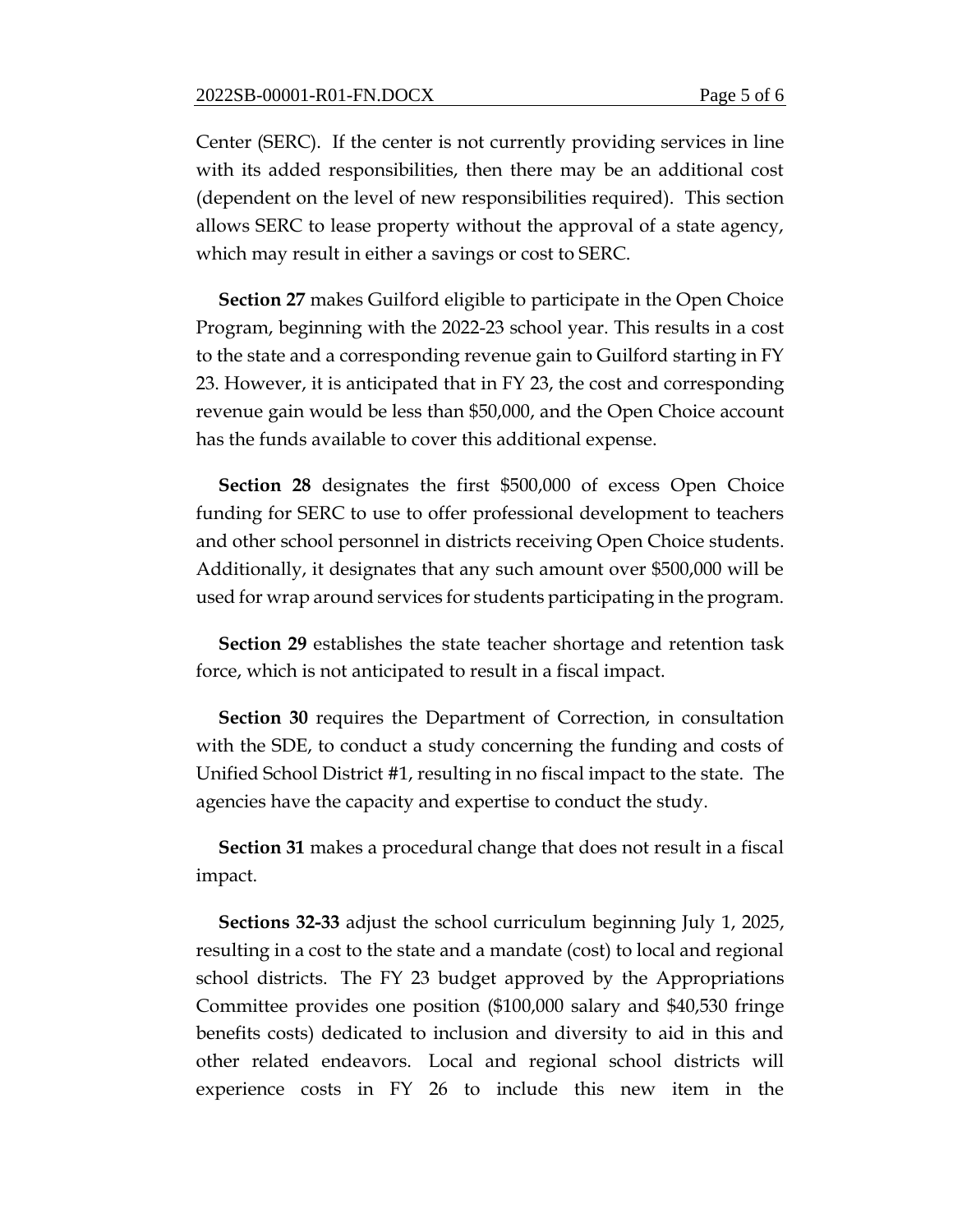Center (SERC). If the center is not currently providing services in line with its added responsibilities, then there may be an additional cost (dependent on the level of new responsibilities required). This section allows SERC to lease property without the approval of a state agency, which may result in either a savings or cost to SERC.

**Section 27** makes Guilford eligible to participate in the Open Choice Program, beginning with the 2022-23 school year. This results in a cost to the state and a corresponding revenue gain to Guilford starting in FY 23. However, it is anticipated that in FY 23, the cost and corresponding revenue gain would be less than $50,000, and the Open Choice account has the funds available to cover this additional expense.

**Section 28** designates the first $500,000 of excess Open Choice funding for SERC to use to offer professional development to teachers and other school personnel in districts receiving Open Choice students. Additionally, it designates that any such amount over $500,000 will be used for wrap around services for students participating in the program.

**Section 29** establishes the state teacher shortage and retention task force, which is not anticipated to result in a fiscal impact.

**Section 30** requires the Department of Correction, in consultation with the SDE, to conduct a study concerning the funding and costs of Unified School District #1, resulting in no fiscal impact to the state. The agencies have the capacity and expertise to conduct the study.

**Section 31** makes a procedural change that does not result in a fiscal impact.

**Sections 32-33** adjust the school curriculum beginning July 1, 2025, resulting in a cost to the state and a mandate (cost) to local and regional school districts. The FY 23 budget approved by the Appropriations Committee provides one position ($100,000 salary and $40,530 fringe benefits costs) dedicated to inclusion and diversity to aid in this and other related endeavors. Local and regional school districts will experience costs in FY 26 to include this new item in the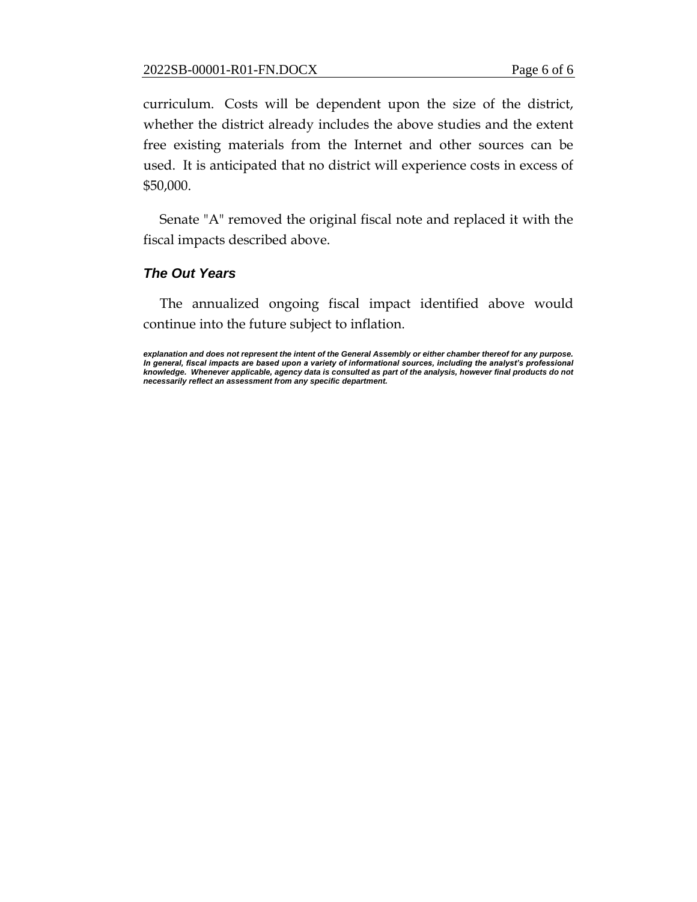curriculum. Costs will be dependent upon the size of the district, whether the district already includes the above studies and the extent free existing materials from the Internet and other sources can be used. It is anticipated that no district will experience costs in excess of $50,000.

Senate "A" removed the original fiscal note and replaced it with the fiscal impacts described above.

### *The Out Years*

The annualized ongoing fiscal impact identified above would continue into the future subject to inflation.

***explanation and does not represent the intent of the General Assembly or either chamber thereof for any purpose. In general, fiscal impacts are based upon a variety of informational sources, including the analyst's professional knowledge. Whenever applicable, agency data is consulted as part of the analysis, however final products do not necessarily reflect an assessment from any specific department.***